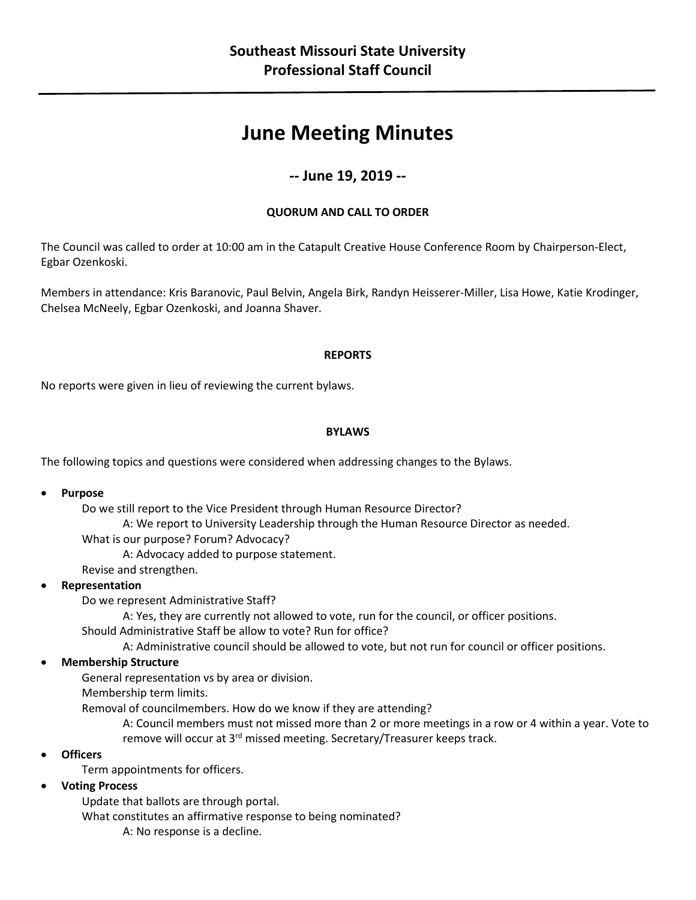**Southeast Missouri State University**
**Professional Staff Council**

# June Meeting Minutes

## -- June 19, 2019 --

### QUORUM AND CALL TO ORDER

The Council was called to order at 10:00 am in the Catapult Creative House Conference Room by Chairperson-Elect, Egbar Ozenkoski.

Members in attendance: Kris Baranovic, Paul Belvin, Angela Birk, Randyn Heisserer-Miller, Lisa Howe, Katie Krodinger, Chelsea McNeely, Egbar Ozenkoski, and Joanna Shaver.

### REPORTS

No reports were given in lieu of reviewing the current bylaws.

### BYLAWS

The following topics and questions were considered when addressing changes to the Bylaws.

- **Purpose**
  - Do we still report to the Vice President through Human Resource Director?
    - A: We report to University Leadership through the Human Resource Director as needed.
  - What is our purpose? Forum? Advocacy?
    - A: Advocacy added to purpose statement.
  - Revise and strengthen.
- **Representation**
  - Do we represent Administrative Staff?
    - A: Yes, they are currently not allowed to vote, run for the council, or officer positions.
  - Should Administrative Staff be allow to vote? Run for office?
    - A: Administrative council should be allowed to vote, but not run for council or officer positions.
- **Membership Structure**
  - General representation vs by area or division.
  - Membership term limits.
  - Removal of councilmembers. How do we know if they are attending?
    - A: Council members must not missed more than 2 or more meetings in a row or 4 within a year. Vote to remove will occur at 3rd missed meeting. Secretary/Treasurer keeps track.
- **Officers**
  - Term appointments for officers.
- **Voting Process**
  - Update that ballots are through portal.
  - What constitutes an affirmative response to being nominated?
    - A: No response is a decline.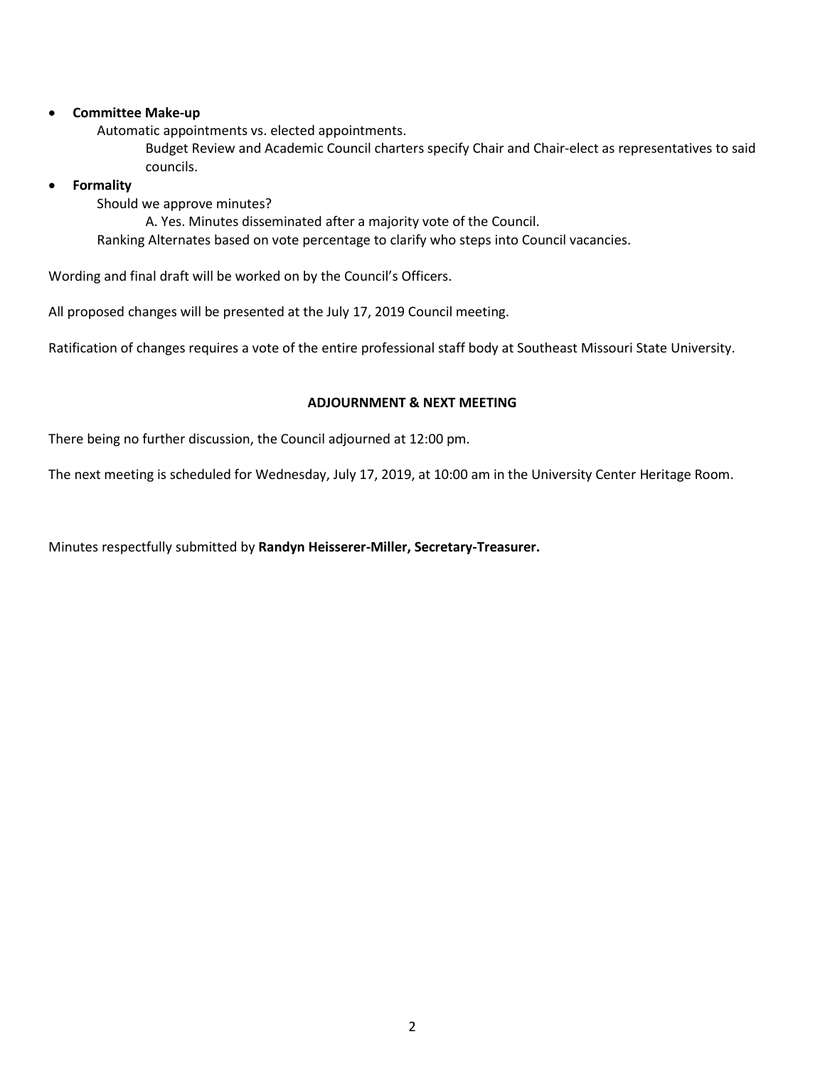- **Committee Make-up**
  - Automatic appointments vs. elected appointments.
    - Budget Review and Academic Council charters specify Chair and Chair-elect as representatives to said councils.
- **Formality**
  - Should we approve minutes?
    - A. Yes. Minutes disseminated after a majority vote of the Council.
  - Ranking Alternates based on vote percentage to clarify who steps into Council vacancies.

Wording and final draft will be worked on by the Council's Officers.

All proposed changes will be presented at the July 17, 2019 Council meeting.

Ratification of changes requires a vote of the entire professional staff body at Southeast Missouri State University.

## ADJOURNMENT & NEXT MEETING

There being no further discussion, the Council adjourned at 12:00 pm.

The next meeting is scheduled for Wednesday, July 17, 2019, at 10:00 am in the University Center Heritage Room.

Minutes respectfully submitted by **Randyn Heisserer-Miller, Secretary-Treasurer.**